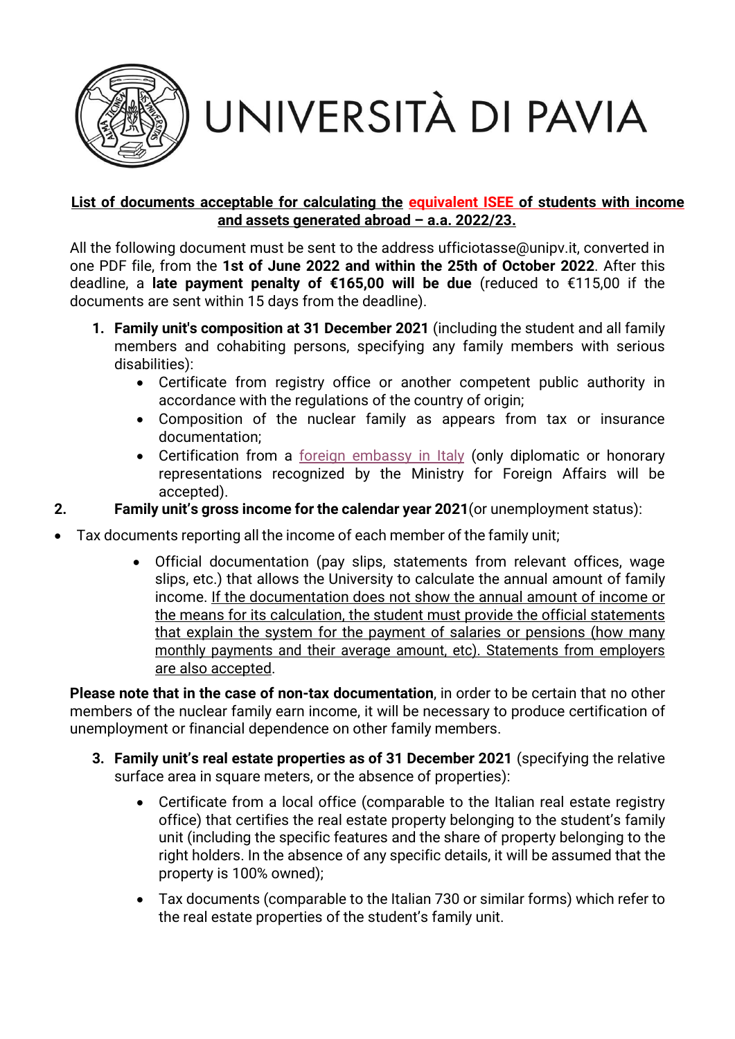# UNIVERSITÀ DI PAVIA

**List of documents acceptable for calculating the equivalent ISEE of students with income and assets generated abroad – a.a. 2022/23.**

All the following document must be sent to the address ufficiotasse@unipv.it, converted in one PDF file, from the **1st of June 2022 and within the 25th of October 2022**. After this deadline, a **late payment penalty of €165,00 will be due** (reduced to €115,00 if the documents are sent within 15 days from the deadline).

1. **Family unit's composition at 31 December 2021** (including the student and all family members and cohabiting persons, specifying any family members with serious disabilities):
   - Certificate from registry office or another competent public authority in accordance with the regulations of the country of origin;
   - Composition of the nuclear family as appears from tax or insurance documentation;
   - Certification from a foreign embassy in Italy (only diplomatic or honorary representations recognized by the Ministry for Foreign Affairs will be accepted).

2. **Family unit's gross income for the calendar year 2021**(or unemployment status):
   - Tax documents reporting all the income of each member of the family unit;
   - Official documentation (pay slips, statements from relevant offices, wage slips, etc.) that allows the University to calculate the annual amount of family income. If the documentation does not show the annual amount of income or the means for its calculation, the student must provide the official statements that explain the system for the payment of salaries or pensions (how many monthly payments and their average amount, etc). Statements from employers are also accepted.

**Please note that in the case of non-tax documentation**, in order to be certain that no other members of the nuclear family earn income, it will be necessary to produce certification of unemployment or financial dependence on other family members.

3. **Family unit's real estate properties as of 31 December 2021** (specifying the relative surface area in square meters, or the absence of properties):
   - Certificate from a local office (comparable to the Italian real estate registry office) that certifies the real estate property belonging to the student's family unit (including the specific features and the share of property belonging to the right holders. In the absence of any specific details, it will be assumed that the property is 100% owned);
   - Tax documents (comparable to the Italian 730 or similar forms) which refer to the real estate properties of the student's family unit.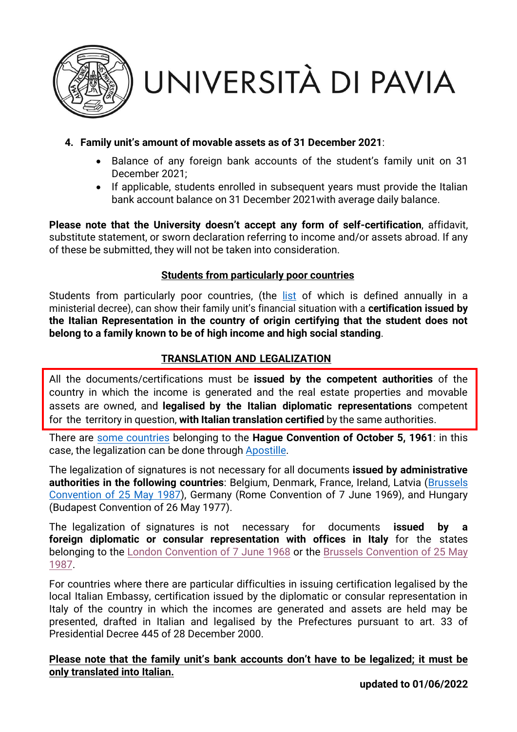4. **Family unit's amount of movable assets as of 31 December 2021**:
    - Balance of any foreign bank accounts of the student's family unit on 31 December 2021;
    - If applicable, students enrolled in subsequent years must provide the Italian bank account balance on 31 December 2021with average daily balance.

**Please note that the University doesn't accept any form of self-certification**, affidavit, substitute statement, or sworn declaration referring to income and/or assets abroad. If any of these be submitted, they will not be taken into consideration.

## Students from particularly poor countries

Students from particularly poor countries, (the list of which is defined annually in a ministerial decree), can show their family unit's financial situation with a **certification issued by the Italian Representation in the country of origin certifying that the student does not belong to a family known to be of high income and high social standing**.

## TRANSLATION AND LEGALIZATION

All the documents/certifications must be **issued by the competent authorities** of the country in which the income is generated and the real estate properties and movable assets are owned, and **legalised by the Italian diplomatic representations** competent for the territory in question, **with Italian translation certified** by the same authorities.

There are some countries belonging to the **Hague Convention of October 5, 1961**: in this case, the legalization can be done through Apostille.

The legalization of signatures is not necessary for all documents **issued by administrative authorities in the following countries**: Belgium, Denmark, France, Ireland, Latvia (Brussels Convention of 25 May 1987), Germany (Rome Convention of 7 June 1969), and Hungary (Budapest Convention of 26 May 1977).

The legalization of signatures is not necessary for documents **issued by a foreign diplomatic or consular representation with offices in Italy** for the states belonging to the London Convention of 7 June 1968 or the Brussels Convention of 25 May 1987.

For countries where there are particular difficulties in issuing certification legalised by the local Italian Embassy, certification issued by the diplomatic or consular representation in Italy of the country in which the incomes are generated and assets are held may be presented, drafted in Italian and legalised by the Prefectures pursuant to art. 33 of Presidential Decree 445 of 28 December 2000.

**Please note that the family unit's bank accounts don't have to be legalized; it must be only translated into Italian.**

**updated to 01/06/2022**